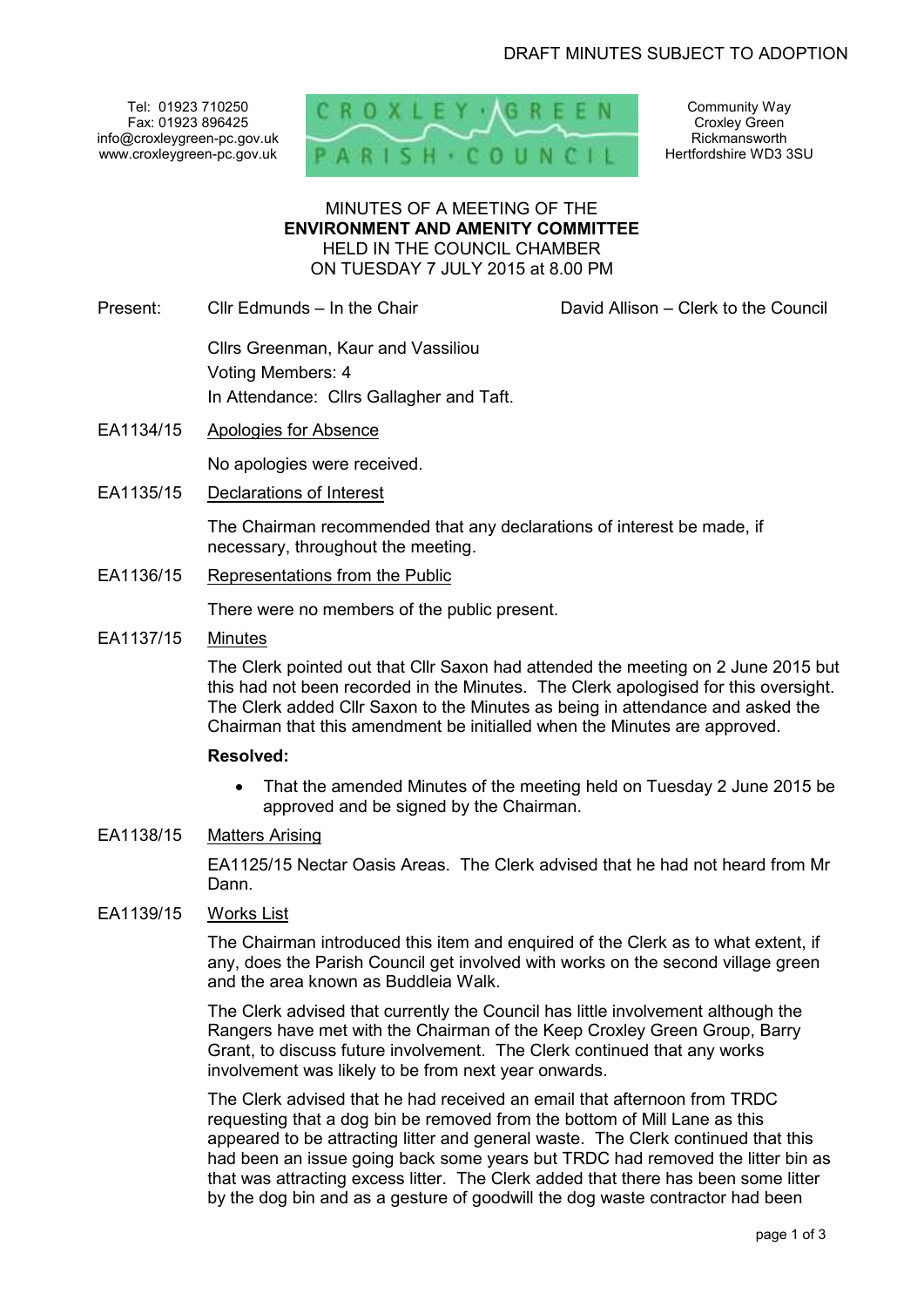DRAFT MINUTES SUBJECT TO ADOPTION

Tel: 01923 710250
Fax: 01923 896425
info@croxleygreen-pc.gov.uk
www.croxleygreen-pc.gov.uk

CROXLEY GREEN PARISH COUNCIL

Community Way
Croxley Green
Rickmansworth
Hertfordshire WD3 3SU

MINUTES OF A MEETING OF THE
**ENVIRONMENT AND AMENITY COMMITTEE**
HELD IN THE COUNCIL CHAMBER
ON TUESDAY 7 JULY 2015 at 8.00 PM

Present: Cllr Edmunds – In the Chair — David Allison – Clerk to the Council

Cllrs Greenman, Kaur and Vassiliou
Voting Members: 4
In Attendance: Cllrs Gallagher and Taft.

EA1134/15 Apologies for Absence

No apologies were received.

EA1135/15 Declarations of Interest

The Chairman recommended that any declarations of interest be made, if necessary, throughout the meeting.

EA1136/15 Representations from the Public

There were no members of the public present.

EA1137/15 Minutes

The Clerk pointed out that Cllr Saxon had attended the meeting on 2 June 2015 but this had not been recorded in the Minutes. The Clerk apologised for this oversight. The Clerk added Cllr Saxon to the Minutes as being in attendance and asked the Chairman that this amendment be initialled when the Minutes are approved.

**Resolved:**

- That the amended Minutes of the meeting held on Tuesday 2 June 2015 be approved and be signed by the Chairman.

EA1138/15 Matters Arising

EA1125/15 Nectar Oasis Areas. The Clerk advised that he had not heard from Mr Dann.

EA1139/15 Works List

The Chairman introduced this item and enquired of the Clerk as to what extent, if any, does the Parish Council get involved with works on the second village green and the area known as Buddleia Walk.

The Clerk advised that currently the Council has little involvement although the Rangers have met with the Chairman of the Keep Croxley Green Group, Barry Grant, to discuss future involvement. The Clerk continued that any works involvement was likely to be from next year onwards.

The Clerk advised that he had received an email that afternoon from TRDC requesting that a dog bin be removed from the bottom of Mill Lane as this appeared to be attracting litter and general waste. The Clerk continued that this had been an issue going back some years but TRDC had removed the litter bin as that was attracting excess litter. The Clerk added that there has been some litter by the dog bin and as a gesture of goodwill the dog waste contractor had been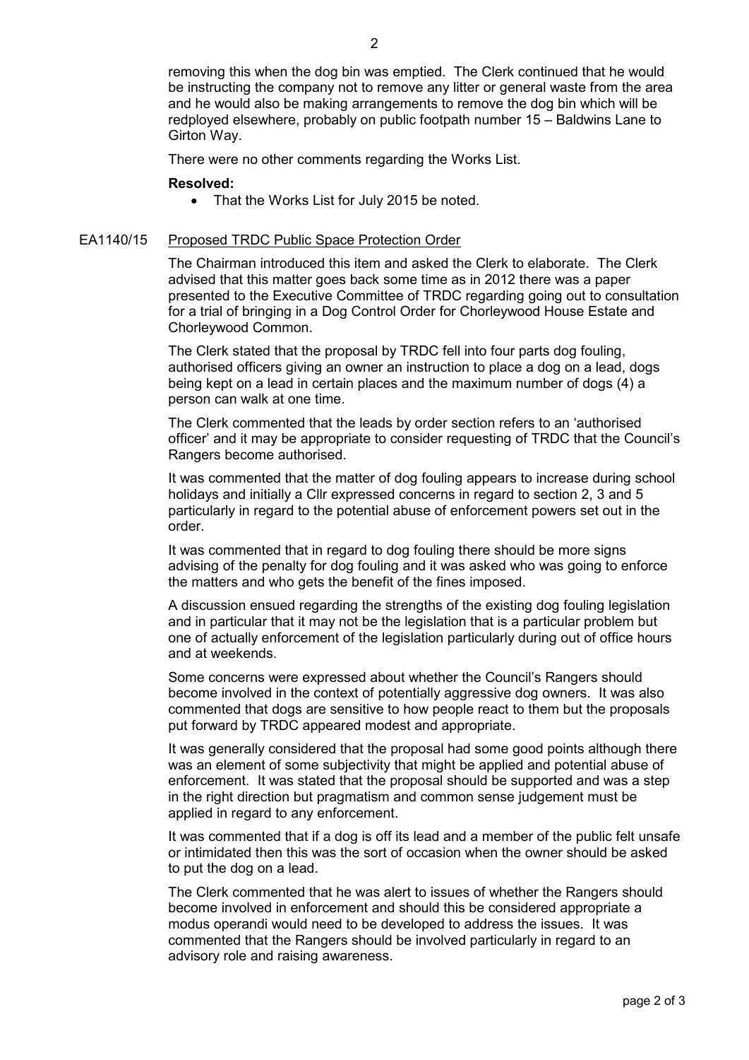removing this when the dog bin was emptied. The Clerk continued that he would be instructing the company not to remove any litter or general waste from the area and he would also be making arrangements to remove the dog bin which will be redployed elsewhere, probably on public footpath number 15 – Baldwins Lane to Girton Way.

There were no other comments regarding the Works List.

**Resolved:**

- That the Works List for July 2015 be noted.

EA1140/15 Proposed TRDC Public Space Protection Order

The Chairman introduced this item and asked the Clerk to elaborate. The Clerk advised that this matter goes back some time as in 2012 there was a paper presented to the Executive Committee of TRDC regarding going out to consultation for a trial of bringing in a Dog Control Order for Chorleywood House Estate and Chorleywood Common.

The Clerk stated that the proposal by TRDC fell into four parts dog fouling, authorised officers giving an owner an instruction to place a dog on a lead, dogs being kept on a lead in certain places and the maximum number of dogs (4) a person can walk at one time.

The Clerk commented that the leads by order section refers to an 'authorised officer' and it may be appropriate to consider requesting of TRDC that the Council's Rangers become authorised.

It was commented that the matter of dog fouling appears to increase during school holidays and initially a Cllr expressed concerns in regard to section 2, 3 and 5 particularly in regard to the potential abuse of enforcement powers set out in the order.

It was commented that in regard to dog fouling there should be more signs advising of the penalty for dog fouling and it was asked who was going to enforce the matters and who gets the benefit of the fines imposed.

A discussion ensued regarding the strengths of the existing dog fouling legislation and in particular that it may not be the legislation that is a particular problem but one of actually enforcement of the legislation particularly during out of office hours and at weekends.

Some concerns were expressed about whether the Council's Rangers should become involved in the context of potentially aggressive dog owners. It was also commented that dogs are sensitive to how people react to them but the proposals put forward by TRDC appeared modest and appropriate.

It was generally considered that the proposal had some good points although there was an element of some subjectivity that might be applied and potential abuse of enforcement. It was stated that the proposal should be supported and was a step in the right direction but pragmatism and common sense judgement must be applied in regard to any enforcement.

It was commented that if a dog is off its lead and a member of the public felt unsafe or intimidated then this was the sort of occasion when the owner should be asked to put the dog on a lead.

The Clerk commented that he was alert to issues of whether the Rangers should become involved in enforcement and should this be considered appropriate a modus operandi would need to be developed to address the issues. It was commented that the Rangers should be involved particularly in regard to an advisory role and raising awareness.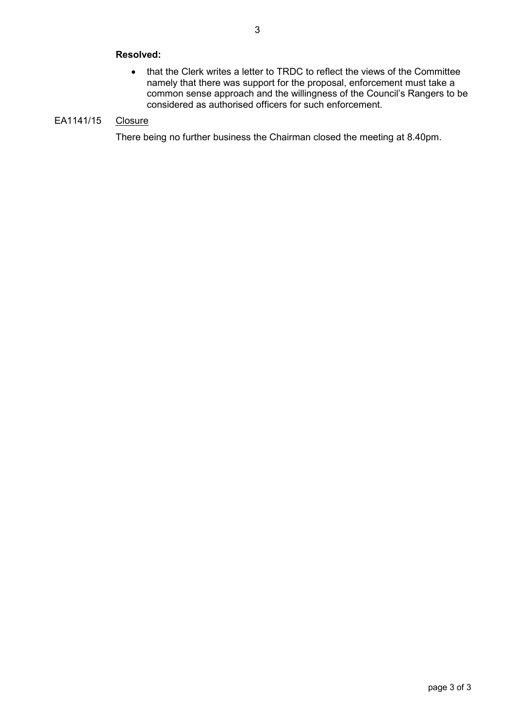**Resolved:**

- that the Clerk writes a letter to TRDC to reflect the views of the Committee namely that there was support for the proposal, enforcement must take a common sense approach and the willingness of the Council's Rangers to be considered as authorised officers for such enforcement.

EA1141/15 Closure

There being no further business the Chairman closed the meeting at 8.40pm.